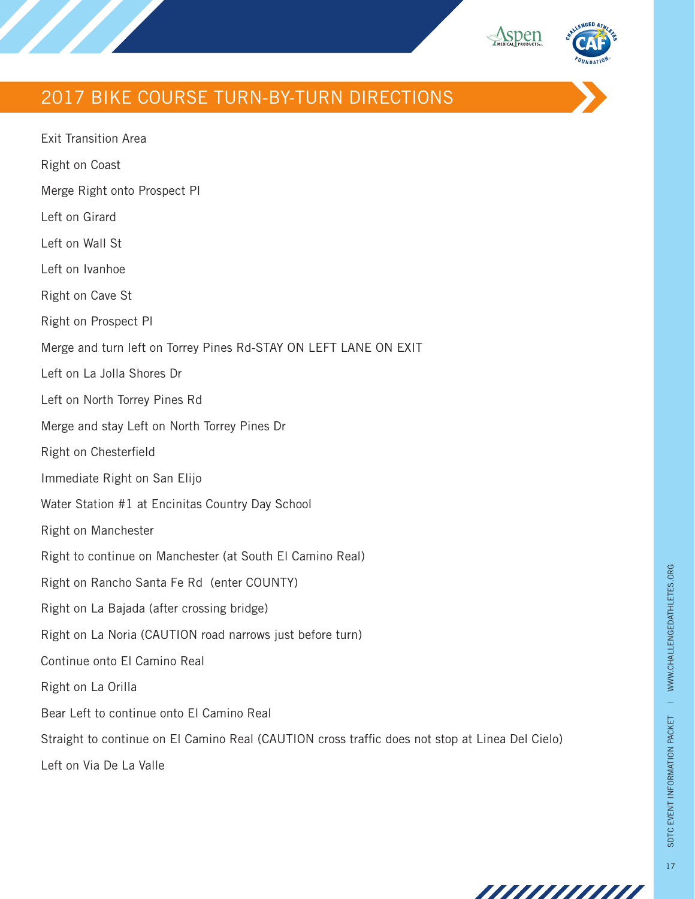# 2017 BIKE COURSE TURN-BY-TURN DIRECTIONS

Exit Transition Area

Right on Coast

Merge Right onto Prospect Pl

Left on Girard

Left on Wall St

Left on Ivanhoe

Right on Cave St

Right on Prospect Pl

Merge and turn left on Torrey Pines Rd-STAY ON LEFT LANE ON EXIT

Left on La Jolla Shores Dr

Left on North Torrey Pines Rd

Merge and stay Left on North Torrey Pines Dr

Right on Chesterfield

Immediate Right on San Elijo

Water Station #1 at Encinitas Country Day School

Right on Manchester

Right to continue on Manchester (at South El Camino Real)

Right on Rancho Santa Fe Rd (enter COUNTY)

Right on La Bajada (after crossing bridge)

Right on La Noria (CAUTION road narrows just before turn)

Continue onto El Camino Real

Right on La Orilla

Bear Left to continue onto El Camino Real

Straight to continue on El Camino Real (CAUTION cross traffic does not stop at Linea Del Cielo)

Left on Via De La Valle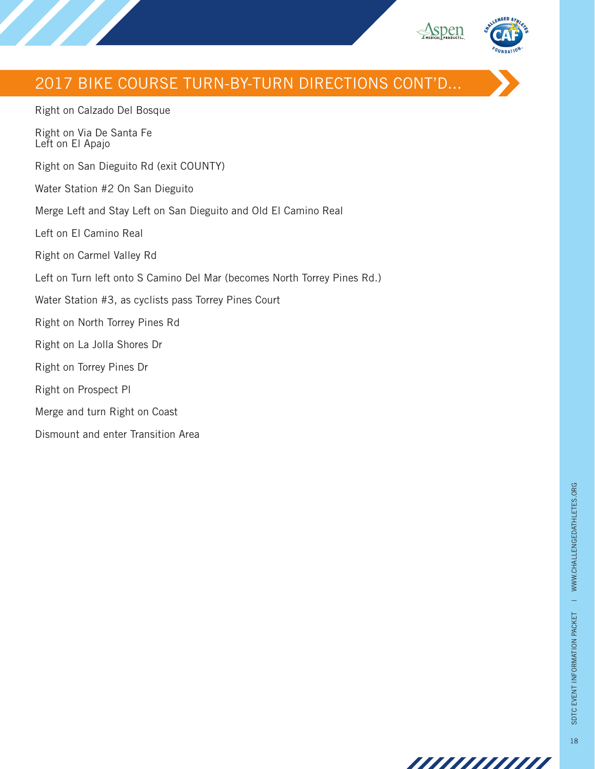## 2017 BIKE COURSE TURN-BY-TURN DIRECTIONS CONT'D...

Right on Calzado Del Bosque

Right on Via De Santa Fe
Left on El Apajo

Right on San Dieguito Rd (exit COUNTY)

Water Station #2 On San Dieguito

Merge Left and Stay Left on San Dieguito and Old El Camino Real

Left on El Camino Real

Right on Carmel Valley Rd

Left on Turn left onto S Camino Del Mar (becomes North Torrey Pines Rd.)

Water Station #3, as cyclists pass Torrey Pines Court

Right on North Torrey Pines Rd

Right on La Jolla Shores Dr

Right on Torrey Pines Dr

Right on Prospect Pl

Merge and turn Right on Coast

Dismount and enter Transition Area